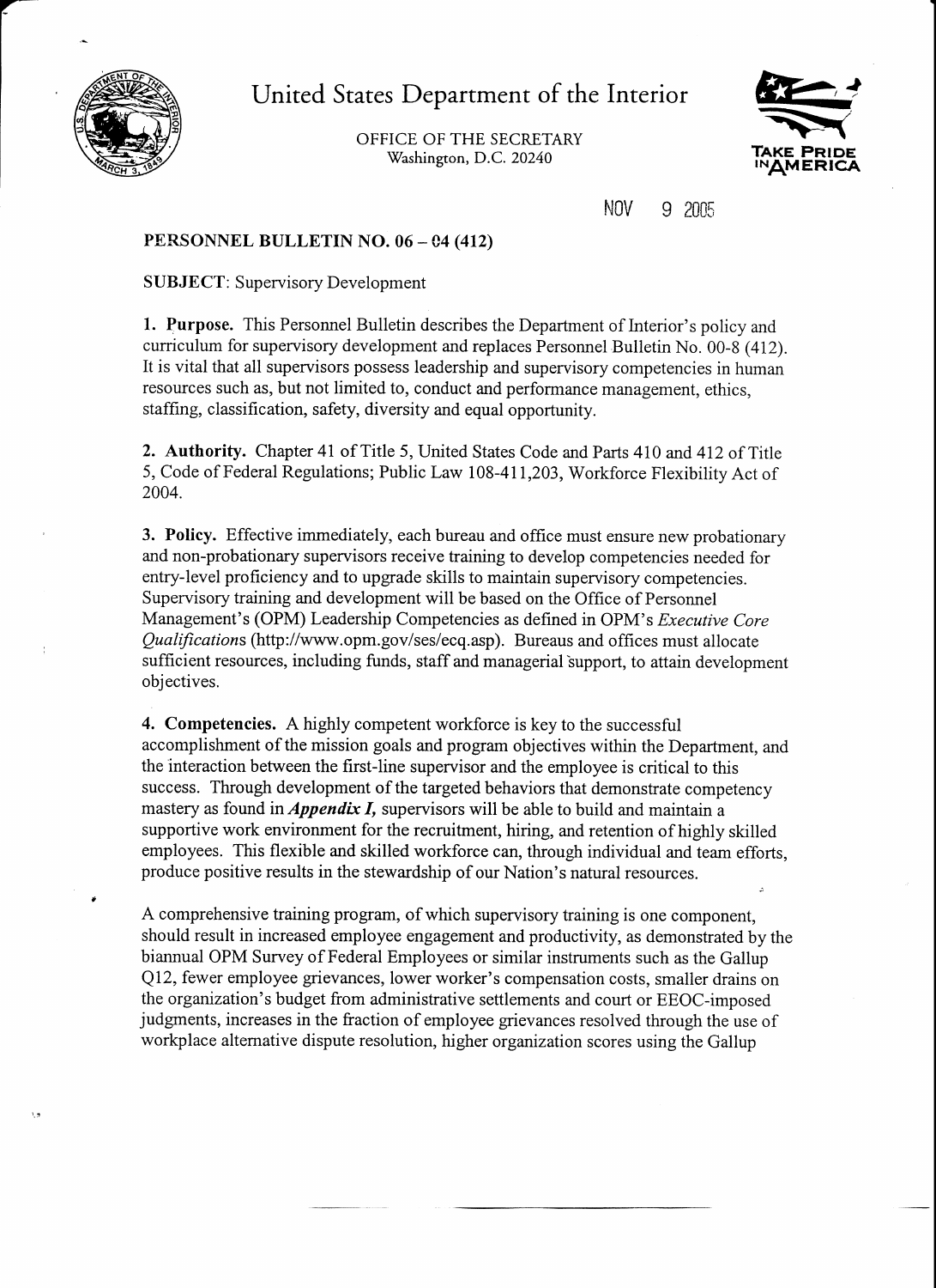# United States Department of the Interior

OFFICE OF THE SECRETARY
Washington, D.C. 20240

TAKE PRIDE IN AMERICA

NOV 9 2005

**PERSONNEL BULLETIN NO. 06 – 04 (412)**

**SUBJECT**: Supervisory Development

**1. Purpose.** This Personnel Bulletin describes the Department of Interior's policy and curriculum for supervisory development and replaces Personnel Bulletin No. 00-8 (412). It is vital that all supervisors possess leadership and supervisory competencies in human resources such as, but not limited to, conduct and performance management, ethics, staffing, classification, safety, diversity and equal opportunity.

**2. Authority.** Chapter 41 of Title 5, United States Code and Parts 410 and 412 of Title 5, Code of Federal Regulations; Public Law 108-411,203, Workforce Flexibility Act of 2004.

**3. Policy.** Effective immediately, each bureau and office must ensure new probationary and non-probationary supervisors receive training to develop competencies needed for entry-level proficiency and to upgrade skills to maintain supervisory competencies. Supervisory training and development will be based on the Office of Personnel Management's (OPM) Leadership Competencies as defined in OPM's *Executive Core Qualifications* (http://www.opm.gov/ses/ecq.asp). Bureaus and offices must allocate sufficient resources, including funds, staff and managerial support, to attain development objectives.

**4. Competencies.** A highly competent workforce is key to the successful accomplishment of the mission goals and program objectives within the Department, and the interaction between the first-line supervisor and the employee is critical to this success. Through development of the targeted behaviors that demonstrate competency mastery as found in ***Appendix I,*** supervisors will be able to build and maintain a supportive work environment for the recruitment, hiring, and retention of highly skilled employees. This flexible and skilled workforce can, through individual and team efforts, produce positive results in the stewardship of our Nation's natural resources.

A comprehensive training program, of which supervisory training is one component, should result in increased employee engagement and productivity, as demonstrated by the biannual OPM Survey of Federal Employees or similar instruments such as the Gallup Q12, fewer employee grievances, lower worker's compensation costs, smaller drains on the organization's budget from administrative settlements and court or EEOC-imposed judgments, increases in the fraction of employee grievances resolved through the use of workplace alternative dispute resolution, higher organization scores using the Gallup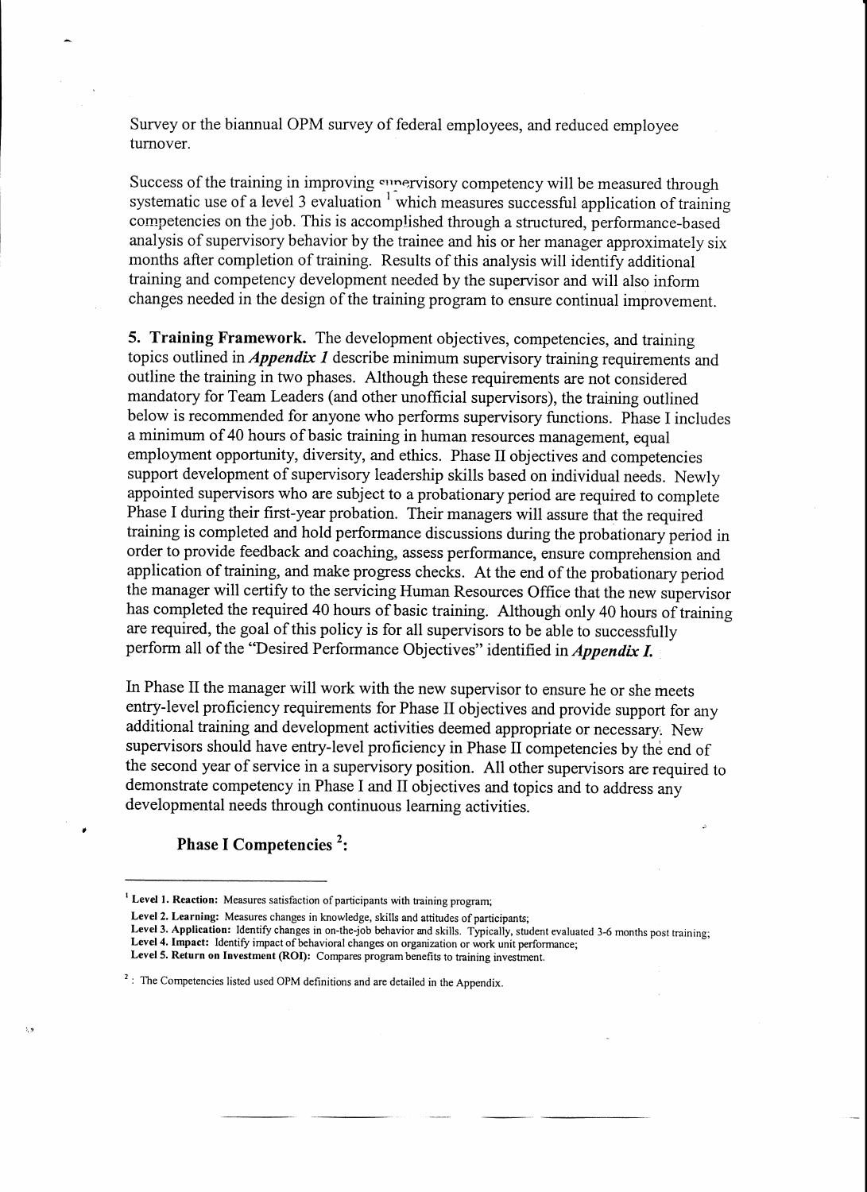Survey or the biannual OPM survey of federal employees, and reduced employee turnover.

Success of the training in improving supervisory competency will be measured through systematic use of a level 3 evaluation [1] which measures successful application of training competencies on the job. This is accomplished through a structured, performance-based analysis of supervisory behavior by the trainee and his or her manager approximately six months after completion of training. Results of this analysis will identify additional training and competency development needed by the supervisor and will also inform changes needed in the design of the training program to ensure continual improvement.

**5. Training Framework.** The development objectives, competencies, and training topics outlined in ***Appendix 1*** describe minimum supervisory training requirements and outline the training in two phases. Although these requirements are not considered mandatory for Team Leaders (and other unofficial supervisors), the training outlined below is recommended for anyone who performs supervisory functions. Phase I includes a minimum of 40 hours of basic training in human resources management, equal employment opportunity, diversity, and ethics. Phase II objectives and competencies support development of supervisory leadership skills based on individual needs. Newly appointed supervisors who are subject to a probationary period are required to complete Phase I during their first-year probation. Their managers will assure that the required training is completed and hold performance discussions during the probationary period in order to provide feedback and coaching, assess performance, ensure comprehension and application of training, and make progress checks. At the end of the probationary period the manager will certify to the servicing Human Resources Office that the new supervisor has completed the required 40 hours of basic training. Although only 40 hours of training are required, the goal of this policy is for all supervisors to be able to successfully perform all of the "Desired Performance Objectives" identified in ***Appendix I.***

In Phase II the manager will work with the new supervisor to ensure he or she meets entry-level proficiency requirements for Phase II objectives and provide support for any additional training and development activities deemed appropriate or necessary. New supervisors should have entry-level proficiency in Phase II competencies by the end of the second year of service in a supervisory position. All other supervisors are required to demonstrate competency in Phase I and II objectives and topics and to address any developmental needs through continuous learning activities.

**Phase I Competencies [2]:**

---

[1] **Level 1. Reaction:** Measures satisfaction of participants with training program;
**Level 2. Learning:** Measures changes in knowledge, skills and attitudes of participants;
**Level 3. Application:** Identify changes in on-the-job behavior and skills. Typically, student evaluated 3-6 months post training;
**Level 4. Impact:** Identify impact of behavioral changes on organization or work unit performance;
**Level 5. Return on Investment (ROI):** Compares program benefits to training investment.

[2] : The Competencies listed used OPM definitions and are detailed in the Appendix.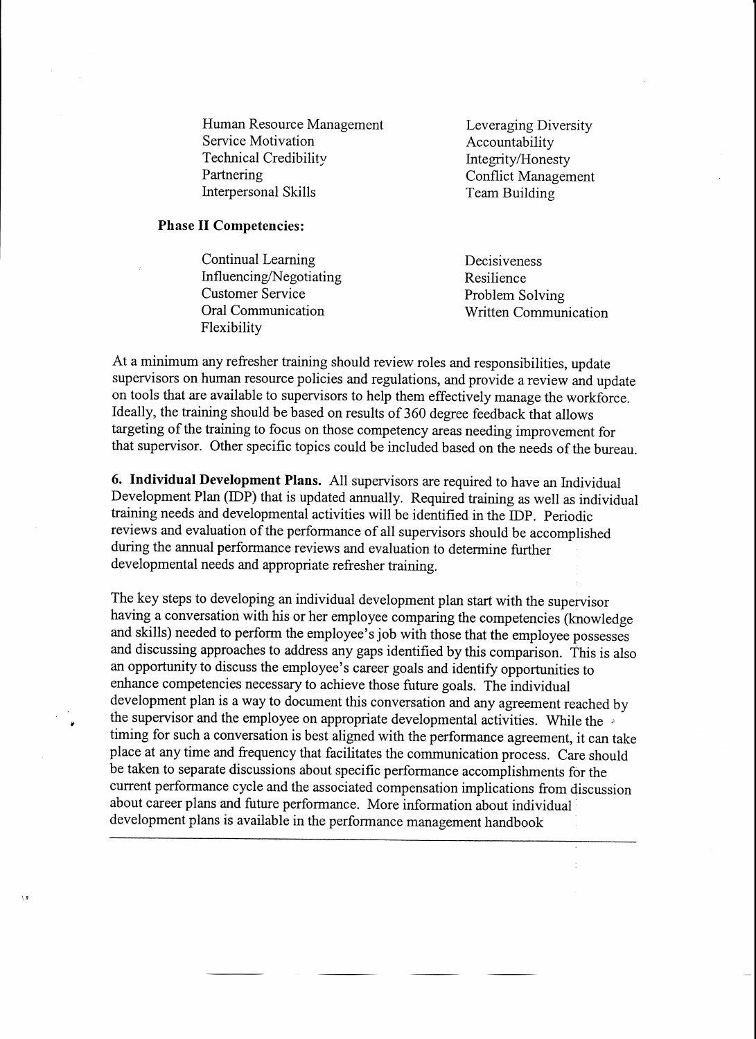- Human Resource Management
- Service Motivation
- Technical Credibility
- Partnering
- Interpersonal Skills
- Leveraging Diversity
- Accountability
- Integrity/Honesty
- Conflict Management
- Team Building

**Phase II Competencies:**

- Continual Learning
- Influencing/Negotiating
- Customer Service
- Oral Communication
- Flexibility
- Decisiveness
- Resilience
- Problem Solving
- Written Communication

At a minimum any refresher training should review roles and responsibilities, update supervisors on human resource policies and regulations, and provide a review and update on tools that are available to supervisors to help them effectively manage the workforce. Ideally, the training should be based on results of 360 degree feedback that allows targeting of the training to focus on those competency areas needing improvement for that supervisor. Other specific topics could be included based on the needs of the bureau.

**6. Individual Development Plans.** All supervisors are required to have an Individual Development Plan (IDP) that is updated annually. Required training as well as individual training needs and developmental activities will be identified in the IDP. Periodic reviews and evaluation of the performance of all supervisors should be accomplished during the annual performance reviews and evaluation to determine further developmental needs and appropriate refresher training.

The key steps to developing an individual development plan start with the supervisor having a conversation with his or her employee comparing the competencies (knowledge and skills) needed to perform the employee's job with those that the employee possesses and discussing approaches to address any gaps identified by this comparison. This is also an opportunity to discuss the employee's career goals and identify opportunities to enhance competencies necessary to achieve those future goals. The individual development plan is a way to document this conversation and any agreement reached by the supervisor and the employee on appropriate developmental activities. While the timing for such a conversation is best aligned with the performance agreement, it can take place at any time and frequency that facilitates the communication process. Care should be taken to separate discussions about specific performance accomplishments for the current performance cycle and the associated compensation implications from discussion about career plans and future performance. More information about individual development plans is available in the performance management handbook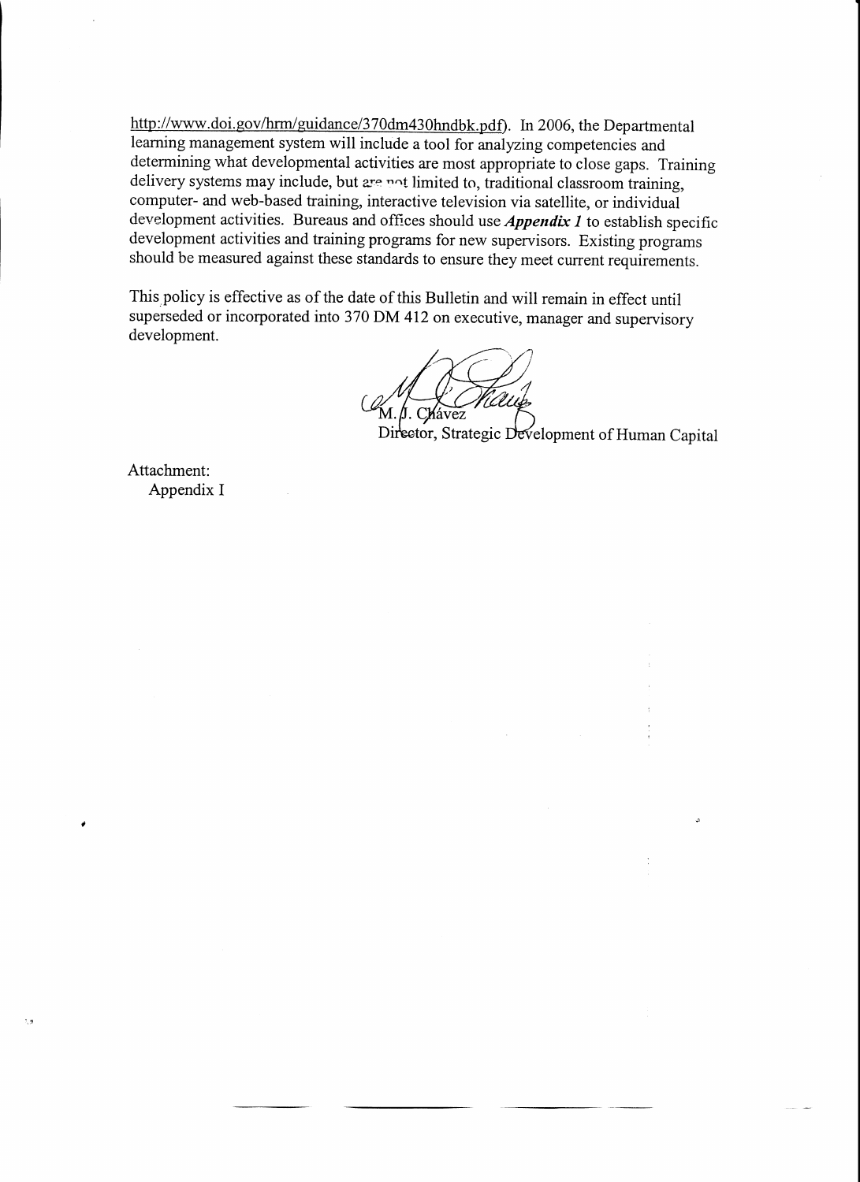http://www.doi.gov/hrm/guidance/370dm430hndbk.pdf). In 2006, the Departmental learning management system will include a tool for analyzing competencies and determining what developmental activities are most appropriate to close gaps. Training delivery systems may include, but are not limited to, traditional classroom training, computer- and web-based training, interactive television via satellite, or individual development activities. Bureaus and offices should use ***Appendix 1*** to establish specific development activities and training programs for new supervisors. Existing programs should be measured against these standards to ensure they meet current requirements.

This policy is effective as of the date of this Bulletin and will remain in effect until superseded or incorporated into 370 DM 412 on executive, manager and supervisory development.

M. J. Chávez
Director, Strategic Development of Human Capital

Attachment:
Appendix I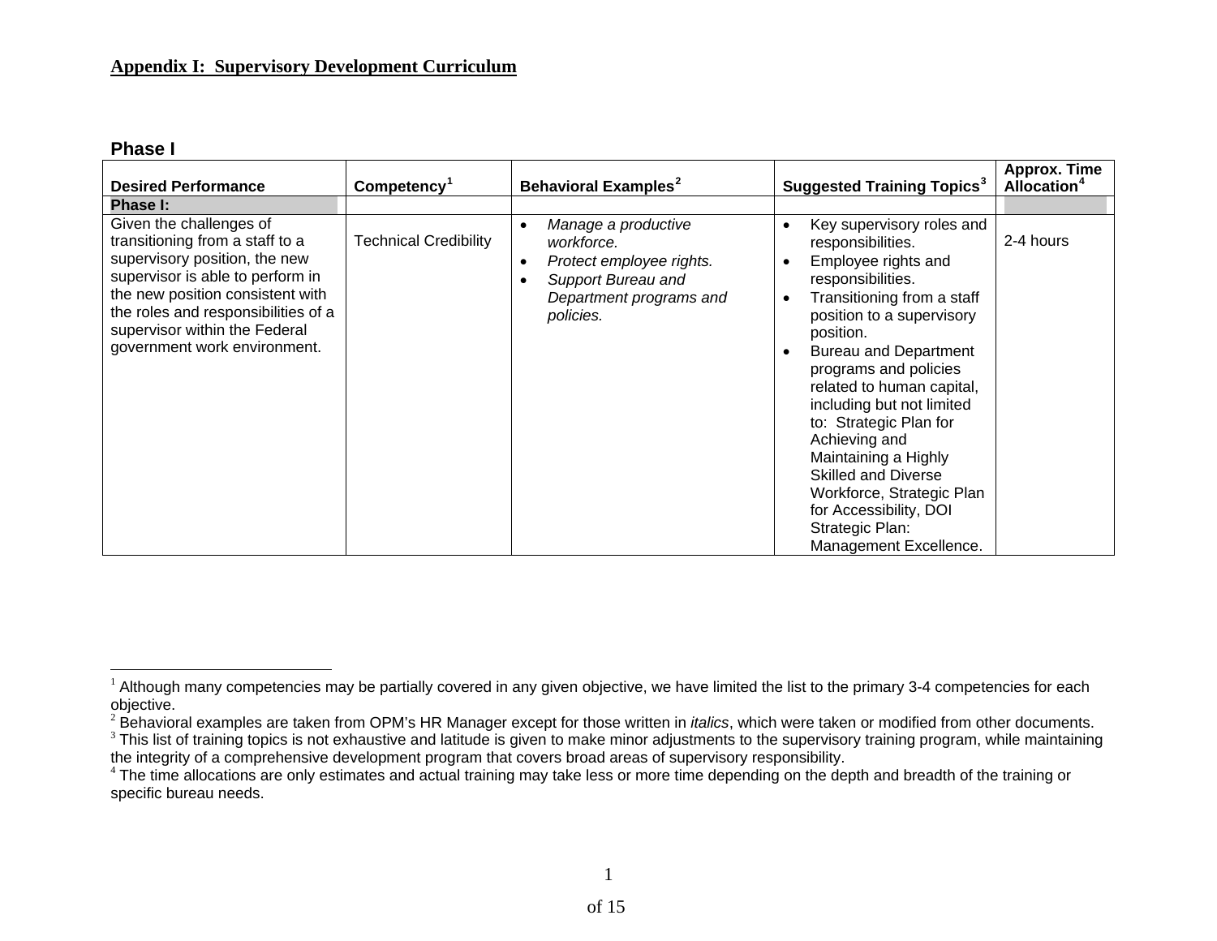**Appendix I: Supervisory Development Curriculum**

### Phase I

| Desired Performance | Competency[1] | Behavioral Examples[2] | Suggested Training Topics[3] | Approx. Time Allocation[4] |
|---|---|---|---|---|
| **Phase I:** | | | | |
| Given the challenges of transitioning from a staff to a supervisory position, the new supervisor is able to perform in the new position consistent with the roles and responsibilities of a supervisor within the Federal government work environment. | Technical Credibility | • *Manage a productive workforce.*<br>• *Protect employee rights.*<br>• *Support Bureau and Department programs and policies.* | • Key supervisory roles and responsibilities.<br>• Employee rights and responsibilities.<br>• Transitioning from a staff position to a supervisory position.<br>• Bureau and Department programs and policies related to human capital, including but not limited to: Strategic Plan for Achieving and Maintaining a Highly Skilled and Diverse Workforce, Strategic Plan for Accessibility, DOI Strategic Plan: Management Excellence. | 2-4 hours |

[1] Although many competencies may be partially covered in any given objective, we have limited the list to the primary 3-4 competencies for each objective.
[2] Behavioral examples are taken from OPM's HR Manager except for those written in *italics*, which were taken or modified from other documents.
[3] This list of training topics is not exhaustive and latitude is given to make minor adjustments to the supervisory training program, while maintaining the integrity of a comprehensive development program that covers broad areas of supervisory responsibility.
[4] The time allocations are only estimates and actual training may take less or more time depending on the depth and breadth of the training or specific bureau needs.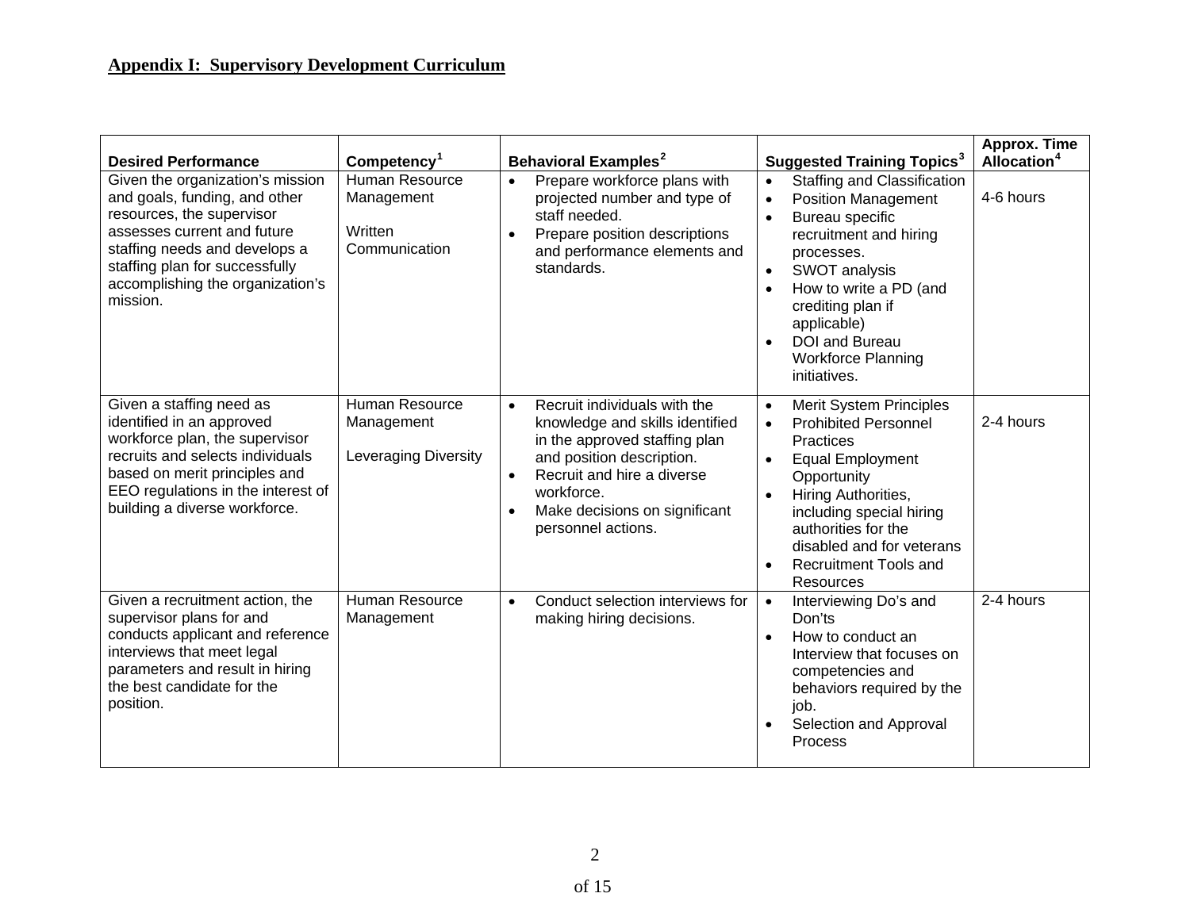## Appendix I: Supervisory Development Curriculum

| Desired Performance | Competency[1] | Behavioral Examples[2] | Suggested Training Topics[3] | Approx. Time Allocation[4] |
|---|---|---|---|---|
| Given the organization's mission and goals, funding, and other resources, the supervisor assesses current and future staffing needs and develops a staffing plan for successfully accomplishing the organization's mission. | Human Resource Management<br><br>Written Communication | • Prepare workforce plans with projected number and type of staff needed.<br>• Prepare position descriptions and performance elements and standards. | • Staffing and Classification<br>• Position Management<br>• Bureau specific recruitment and hiring processes.<br>• SWOT analysis<br>• How to write a PD (and crediting plan if applicable)<br>• DOI and Bureau Workforce Planning initiatives. | 4-6 hours |
| Given a staffing need as identified in an approved workforce plan, the supervisor recruits and selects individuals based on merit principles and EEO regulations in the interest of building a diverse workforce. | Human Resource Management<br><br>Leveraging Diversity | • Recruit individuals with the knowledge and skills identified in the approved staffing plan and position description.<br>• Recruit and hire a diverse workforce.<br>• Make decisions on significant personnel actions. | • Merit System Principles<br>• Prohibited Personnel Practices<br>• Equal Employment Opportunity<br>• Hiring Authorities, including special hiring authorities for the disabled and for veterans<br>• Recruitment Tools and Resources | 2-4 hours |
| Given a recruitment action, the supervisor plans for and conducts applicant and reference interviews that meet legal parameters and result in hiring the best candidate for the position. | Human Resource Management | • Conduct selection interviews for making hiring decisions. | • Interviewing Do's and Don'ts<br>• How to conduct an Interview that focuses on competencies and behaviors required by the job.<br>• Selection and Approval Process | 2-4 hours |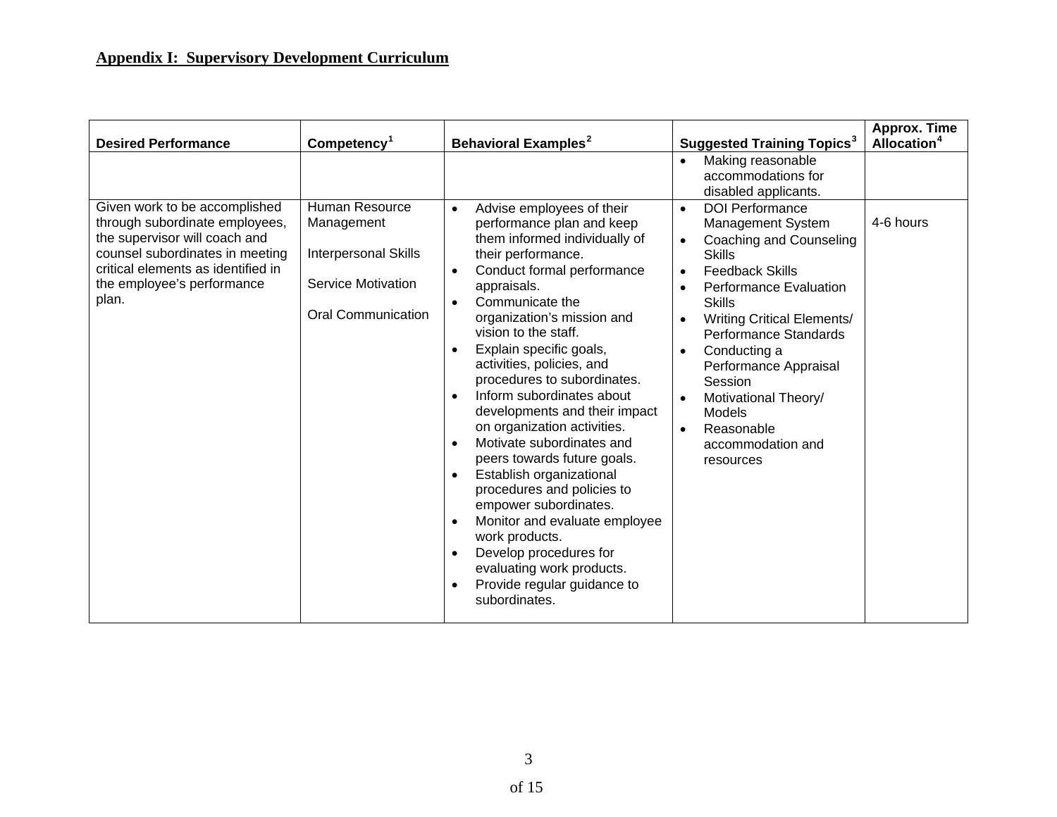**Appendix I: Supervisory Development Curriculum**

| Desired Performance | Competency[1] | Behavioral Examples[2] | Suggested Training Topics[3] | Approx. Time Allocation[4] |
| --- | --- | --- | --- | --- |
| | | | • Making reasonable accommodations for disabled applicants. | |
| Given work to be accomplished through subordinate employees, the supervisor will coach and counsel subordinates in meeting critical elements as identified in the employee's performance plan. | Human Resource Management<br><br>Interpersonal Skills<br><br>Service Motivation<br><br>Oral Communication | • Advise employees of their performance plan and keep them informed individually of their performance.<br>• Conduct formal performance appraisals.<br>• Communicate the organization's mission and vision to the staff.<br>• Explain specific goals, activities, policies, and procedures to subordinates.<br>• Inform subordinates about developments and their impact on organization activities.<br>• Motivate subordinates and peers towards future goals.<br>• Establish organizational procedures and policies to empower subordinates.<br>• Monitor and evaluate employee work products.<br>• Develop procedures for evaluating work products.<br>• Provide regular guidance to subordinates. | • DOI Performance Management System<br>• Coaching and Counseling Skills<br>• Feedback Skills<br>• Performance Evaluation Skills<br>• Writing Critical Elements/ Performance Standards<br>• Conducting a Performance Appraisal Session<br>• Motivational Theory/ Models<br>• Reasonable accommodation and resources | 4-6 hours |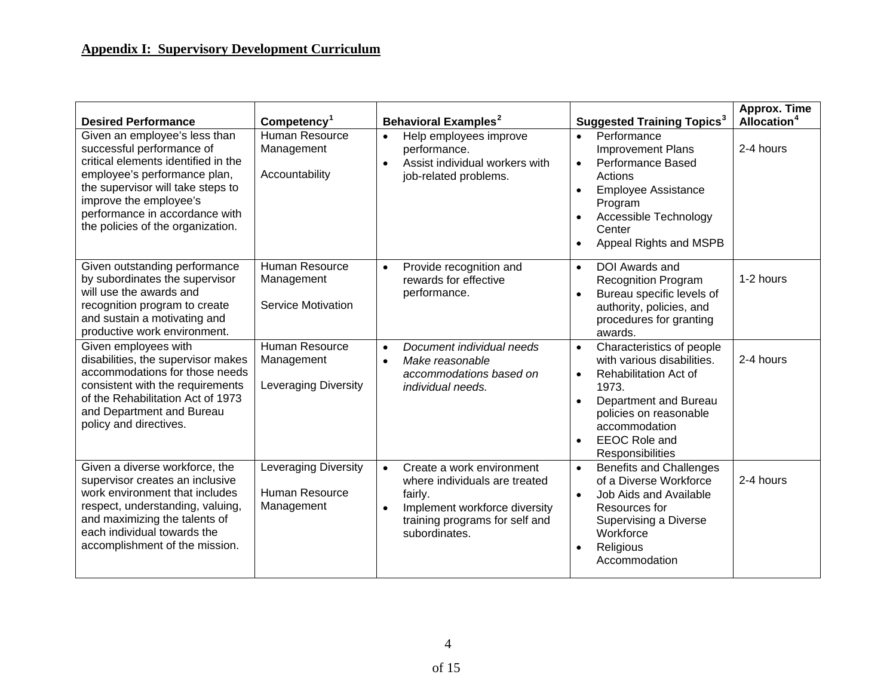**Appendix I: Supervisory Development Curriculum**

| Desired Performance | Competency[1] | Behavioral Examples[2] | Suggested Training Topics[3] | Approx. Time Allocation[4] |
|---|---|---|---|---|
| Given an employee's less than successful performance of critical elements identified in the employee's performance plan, the supervisor will take steps to improve the employee's performance in accordance with the policies of the organization. | Human Resource Management<br><br>Accountability | • Help employees improve performance.<br>• Assist individual workers with job-related problems. | • Performance Improvement Plans<br>• Performance Based Actions<br>• Employee Assistance Program<br>• Accessible Technology Center<br>• Appeal Rights and MSPB | 2-4 hours |
| Given outstanding performance by subordinates the supervisor will use the awards and recognition program to create and sustain a motivating and productive work environment. | Human Resource Management<br><br>Service Motivation | • Provide recognition and rewards for effective performance. | • DOI Awards and Recognition Program<br>• Bureau specific levels of authority, policies, and procedures for granting awards. | 1-2 hours |
| Given employees with disabilities, the supervisor makes accommodations for those needs consistent with the requirements of the Rehabilitation Act of 1973 and Department and Bureau policy and directives. | Human Resource Management<br><br>Leveraging Diversity | • *Document individual needs*<br>• *Make reasonable accommodations based on individual needs.* | • Characteristics of people with various disabilities.<br>• Rehabilitation Act of 1973.<br>• Department and Bureau policies on reasonable accommodation<br>• EEOC Role and Responsibilities | 2-4 hours |
| Given a diverse workforce, the supervisor creates an inclusive work environment that includes respect, understanding, valuing, and maximizing the talents of each individual towards the accomplishment of the mission. | Leveraging Diversity<br><br>Human Resource Management | • Create a work environment where individuals are treated fairly.<br>• Implement workforce diversity training programs for self and subordinates. | • Benefits and Challenges of a Diverse Workforce<br>• Job Aids and Available Resources for Supervising a Diverse Workforce<br>• Religious Accommodation | 2-4 hours |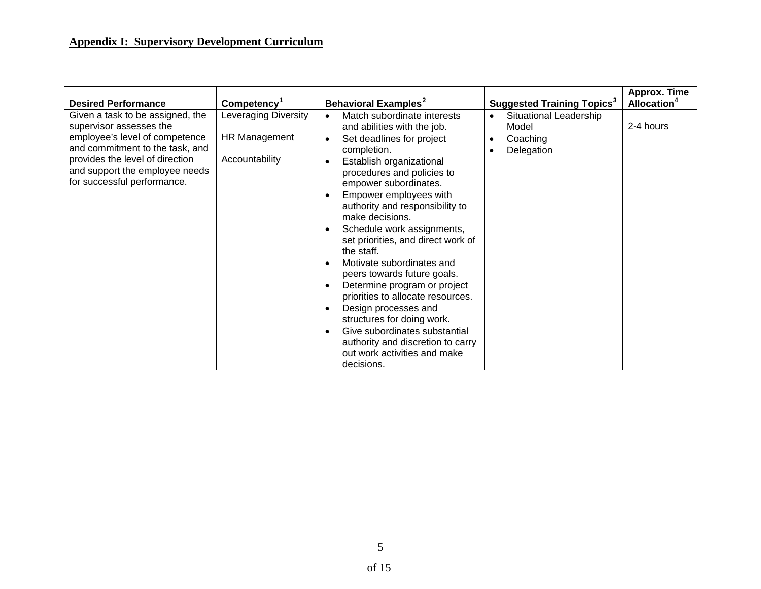**Appendix I: Supervisory Development Curriculum**

| Desired Performance | Competency[1] | Behavioral Examples[2] | Suggested Training Topics[3] | Approx. Time Allocation[4] |
|---|---|---|---|---|
| Given a task to be assigned, the supervisor assesses the employee's level of competence and commitment to the task, and provides the level of direction and support the employee needs for successful performance. | Leveraging Diversity<br><br>HR Management<br><br>Accountability | • Match subordinate interests and abilities with the job.<br>• Set deadlines for project completion.<br>• Establish organizational procedures and policies to empower subordinates.<br>• Empower employees with authority and responsibility to make decisions.<br>• Schedule work assignments, set priorities, and direct work of the staff.<br>• Motivate subordinates and peers towards future goals.<br>• Determine program or project priorities to allocate resources.<br>• Design processes and structures for doing work.<br>• Give subordinates substantial authority and discretion to carry out work activities and make decisions. | • Situational Leadership Model<br>• Coaching<br>• Delegation | 2-4 hours |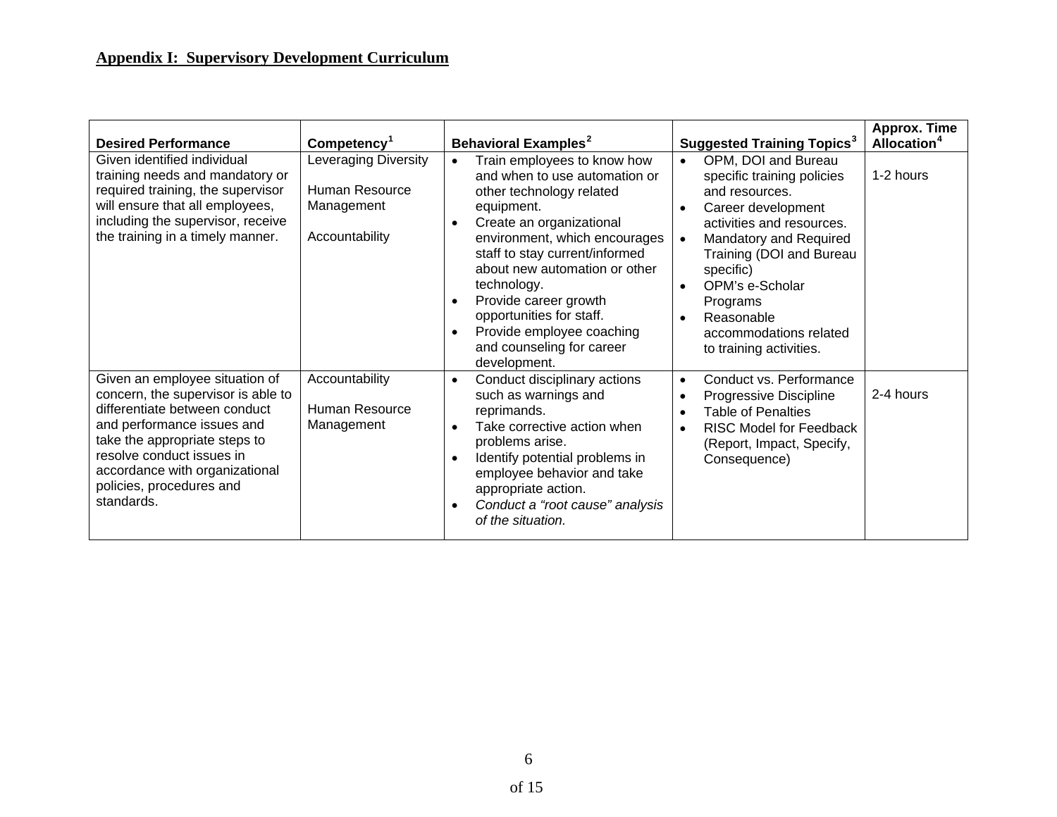## Appendix I: Supervisory Development Curriculum

| Desired Performance | Competency[1] | Behavioral Examples[2] | Suggested Training Topics[3] | Approx. Time Allocation[4] |
|---|---|---|---|---|
| Given identified individual training needs and mandatory or required training, the supervisor will ensure that all employees, including the supervisor, receive the training in a timely manner. | Leveraging Diversity<br><br>Human Resource Management<br><br>Accountability | • Train employees to know how and when to use automation or other technology related equipment.<br>• Create an organizational environment, which encourages staff to stay current/informed about new automation or other technology.<br>• Provide career growth opportunities for staff.<br>• Provide employee coaching and counseling for career development. | • OPM, DOI and Bureau specific training policies and resources.<br>• Career development activities and resources.<br>• Mandatory and Required Training (DOI and Bureau specific)<br>• OPM's e-Scholar Programs<br>• Reasonable accommodations related to training activities. | 1-2 hours |
| Given an employee situation of concern, the supervisor is able to differentiate between conduct and performance issues and take the appropriate steps to resolve conduct issues in accordance with organizational policies, procedures and standards. | Accountability<br><br>Human Resource Management | • Conduct disciplinary actions such as warnings and reprimands.<br>• Take corrective action when problems arise.<br>• Identify potential problems in employee behavior and take appropriate action.<br>• *Conduct a "root cause" analysis of the situation.* | • Conduct vs. Performance<br>• Progressive Discipline<br>• Table of Penalties<br>• RISC Model for Feedback (Report, Impact, Specify, Consequence) | 2-4 hours |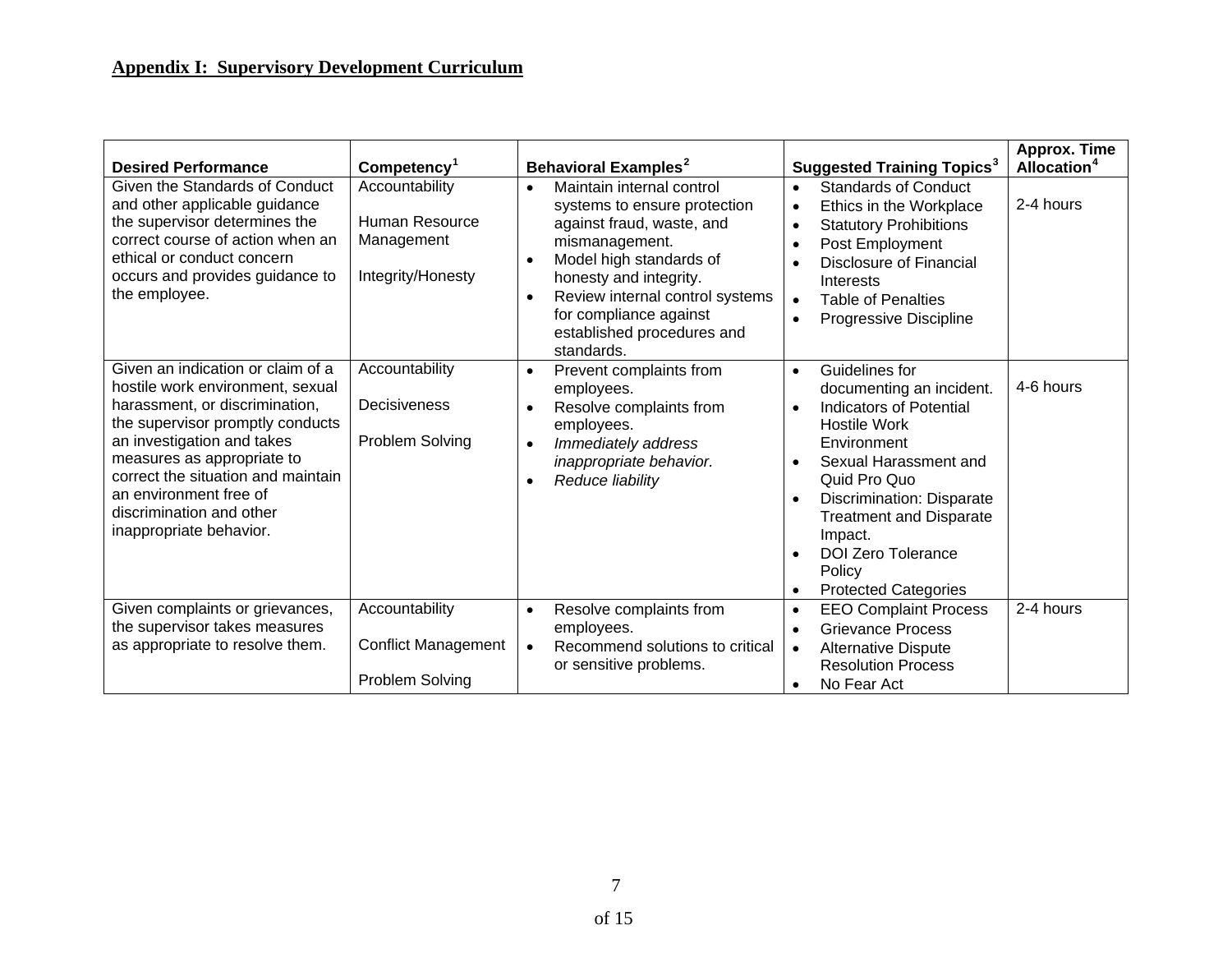**Appendix I: Supervisory Development Curriculum**

| Desired Performance | Competency[1] | Behavioral Examples[2] | Suggested Training Topics[3] | Approx. Time Allocation[4] |
|---|---|---|---|---|
| Given the Standards of Conduct and other applicable guidance the supervisor determines the correct course of action when an ethical or conduct concern occurs and provides guidance to the employee. | Accountability<br><br>Human Resource Management<br><br>Integrity/Honesty | • Maintain internal control systems to ensure protection against fraud, waste, and mismanagement.<br>• Model high standards of honesty and integrity.<br>• Review internal control systems for compliance against established procedures and standards. | • Standards of Conduct<br>• Ethics in the Workplace<br>• Statutory Prohibitions<br>• Post Employment<br>• Disclosure of Financial Interests<br>• Table of Penalties<br>• Progressive Discipline | 2-4 hours |
| Given an indication or claim of a hostile work environment, sexual harassment, or discrimination, the supervisor promptly conducts an investigation and takes measures as appropriate to correct the situation and maintain an environment free of discrimination and other inappropriate behavior. | Accountability<br><br>Decisiveness<br><br>Problem Solving | • Prevent complaints from employees.<br>• Resolve complaints from employees.<br>• *Immediately address inappropriate behavior.*<br>• *Reduce liability* | • Guidelines for documenting an incident.<br>• Indicators of Potential Hostile Work Environment<br>• Sexual Harassment and Quid Pro Quo<br>• Discrimination: Disparate Treatment and Disparate Impact.<br>• DOI Zero Tolerance Policy<br>• Protected Categories | 4-6 hours |
| Given complaints or grievances, the supervisor takes measures as appropriate to resolve them. | Accountability<br><br>Conflict Management<br><br>Problem Solving | • Resolve complaints from employees.<br>• Recommend solutions to critical or sensitive problems. | • EEO Complaint Process<br>• Grievance Process<br>• Alternative Dispute Resolution Process<br>• No Fear Act | 2-4 hours |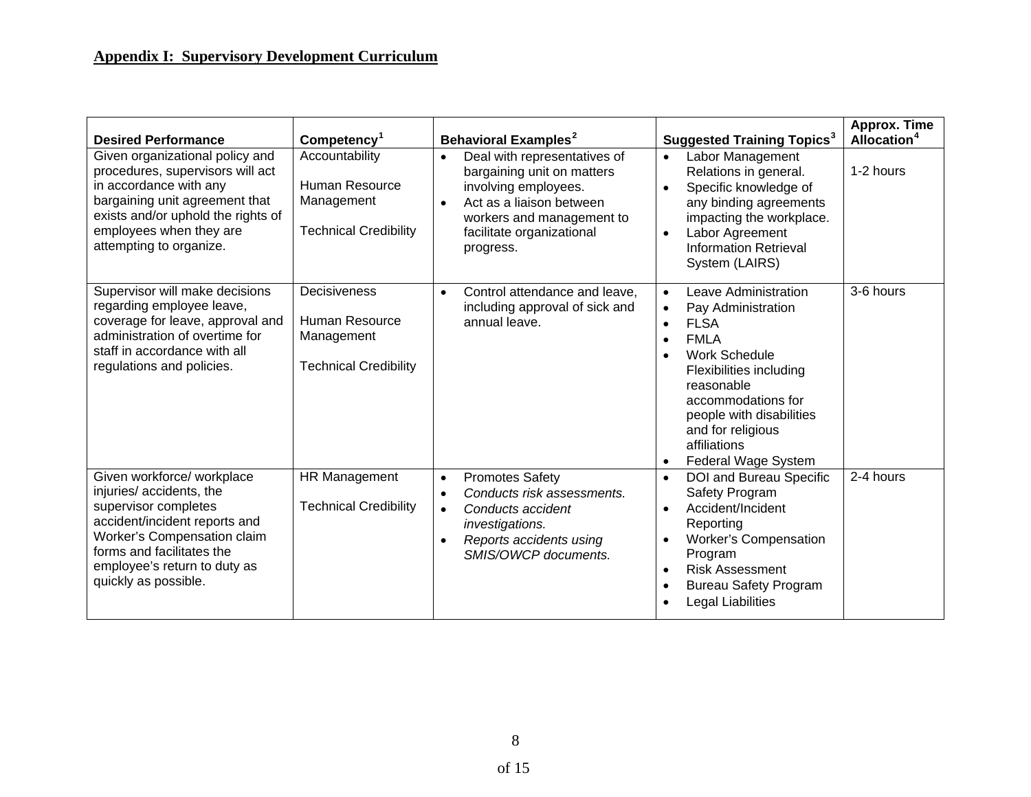## **Appendix I: Supervisory Development Curriculum**

| Desired Performance | Competency[1] | Behavioral Examples[2] | Suggested Training Topics[3] | Approx. Time Allocation[4] |
|---|---|---|---|---|
| Given organizational policy and procedures, supervisors will act in accordance with any bargaining unit agreement that exists and/or uphold the rights of employees when they are attempting to organize. | Accountability<br><br>Human Resource Management<br><br>Technical Credibility | • Deal with representatives of bargaining unit on matters involving employees.<br>• Act as a liaison between workers and management to facilitate organizational progress. | • Labor Management Relations in general.<br>• Specific knowledge of any binding agreements impacting the workplace.<br>• Labor Agreement Information Retrieval System (LAIRS) | 1-2 hours |
| Supervisor will make decisions regarding employee leave, coverage for leave, approval and administration of overtime for staff in accordance with all regulations and policies. | Decisiveness<br><br>Human Resource Management<br><br>Technical Credibility | • Control attendance and leave, including approval of sick and annual leave. | • Leave Administration<br>• Pay Administration<br>• FLSA<br>• FMLA<br>• Work Schedule Flexibilities including reasonable accommodations for people with disabilities and for religious affiliations<br>• Federal Wage System | 3-6 hours |
| Given workforce/ workplace injuries/ accidents, the supervisor completes accident/incident reports and Worker's Compensation claim forms and facilitates the employee's return to duty as quickly as possible. | HR Management<br><br>Technical Credibility | • Promotes Safety<br>• *Conducts risk assessments.*<br>• *Conducts accident investigations.*<br>• *Reports accidents using SMIS/OWCP documents.* | • DOI and Bureau Specific Safety Program<br>• Accident/Incident Reporting<br>• Worker's Compensation Program<br>• Risk Assessment<br>• Bureau Safety Program<br>• Legal Liabilities | 2-4 hours |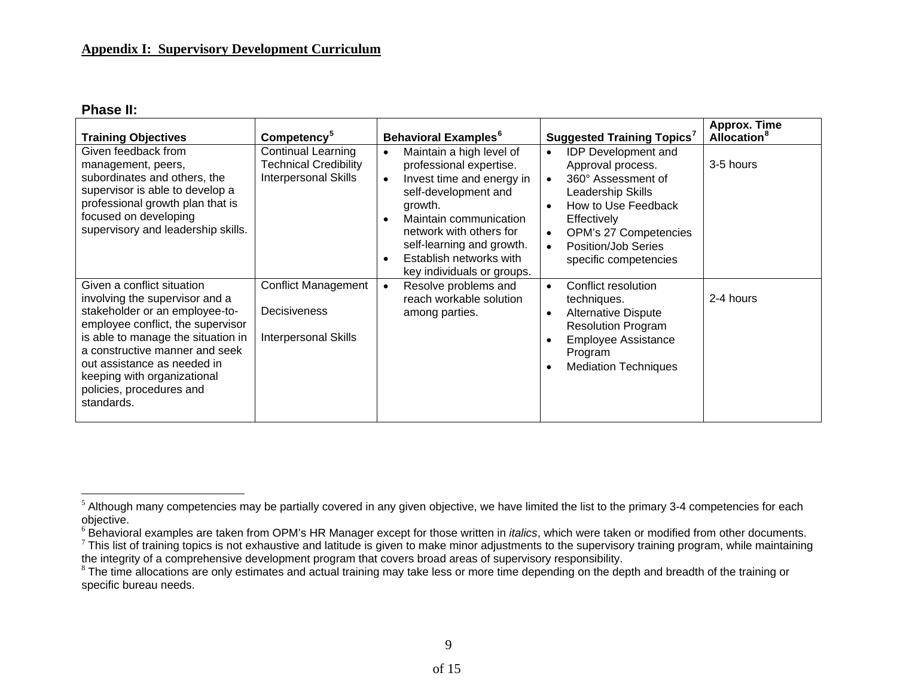**Appendix I: Supervisory Development Curriculum**

**Phase II:**

| Training Objectives | Competency[5] | Behavioral Examples[6] | Suggested Training Topics[7] | Approx. Time Allocation[8] |
|---|---|---|---|---|
| Given feedback from management, peers, subordinates and others, the supervisor is able to develop a professional growth plan that is focused on developing supervisory and leadership skills. | Continual Learning<br>Technical Credibility<br>Interpersonal Skills | • Maintain a high level of professional expertise.<br>• Invest time and energy in self-development and growth.<br>• Maintain communication network with others for self-learning and growth.<br>• Establish networks with key individuals or groups. | • IDP Development and Approval process.<br>• 360° Assessment of Leadership Skills<br>• How to Use Feedback Effectively<br>• OPM's 27 Competencies<br>• Position/Job Series specific competencies | 3-5 hours |
| Given a conflict situation involving the supervisor and a stakeholder or an employee-to-employee conflict, the supervisor is able to manage the situation in a constructive manner and seek out assistance as needed in keeping with organizational policies, procedures and standards. | Conflict Management<br><br>Decisiveness<br><br>Interpersonal Skills | • Resolve problems and reach workable solution among parties. | • Conflict resolution techniques.<br>• Alternative Dispute Resolution Program<br>• Employee Assistance Program<br>• Mediation Techniques | 2-4 hours |

[5] Although many competencies may be partially covered in any given objective, we have limited the list to the primary 3-4 competencies for each objective.

[6] Behavioral examples are taken from OPM's HR Manager except for those written in *italics*, which were taken or modified from other documents.

[7] This list of training topics is not exhaustive and latitude is given to make minor adjustments to the supervisory training program, while maintaining the integrity of a comprehensive development program that covers broad areas of supervisory responsibility.

[8] The time allocations are only estimates and actual training may take less or more time depending on the depth and breadth of the training or specific bureau needs.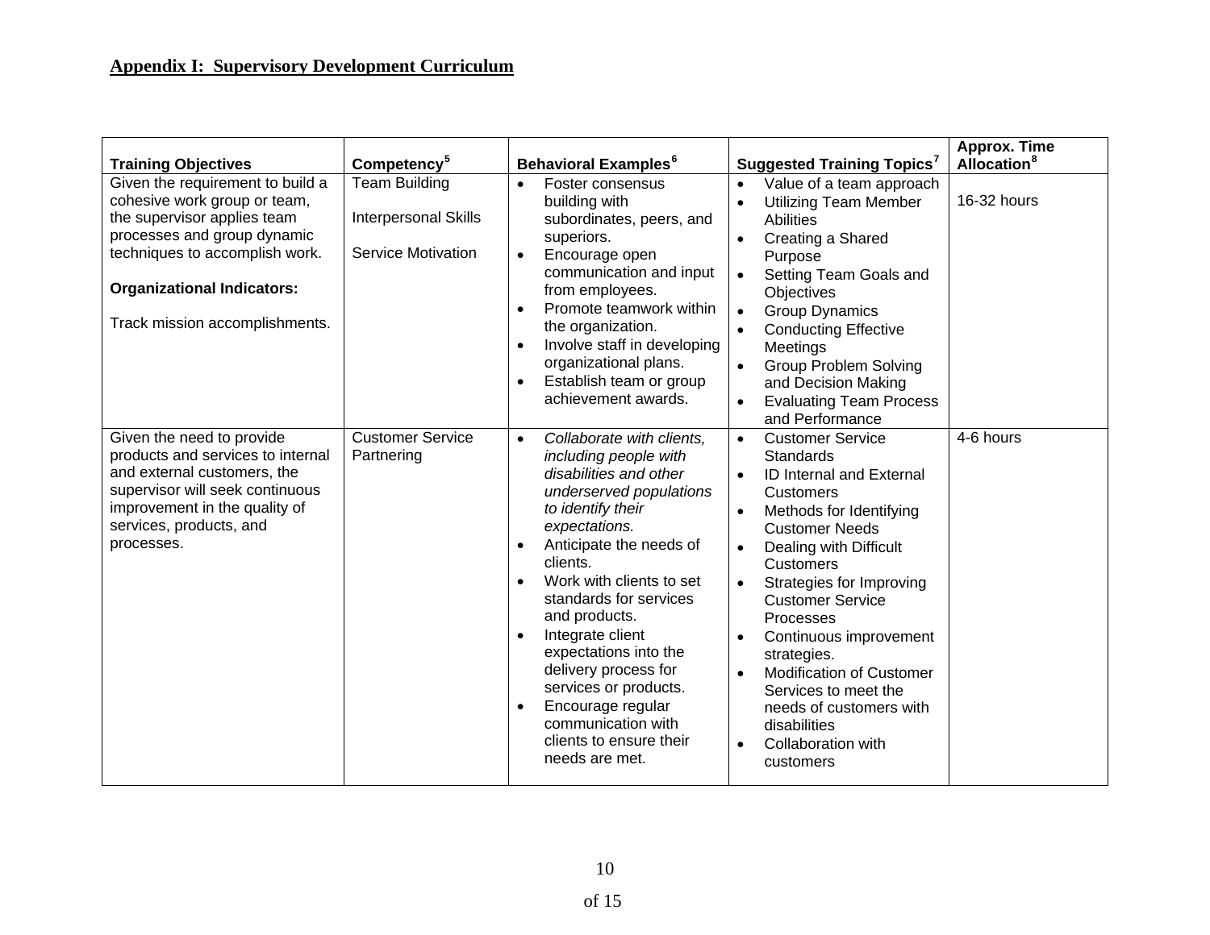## Appendix I: Supervisory Development Curriculum

| Training Objectives | Competency[5] | Behavioral Examples[6] | Suggested Training Topics[7] | Approx. Time Allocation[8] |
|---|---|---|---|---|
| Given the requirement to build a cohesive work group or team, the supervisor applies team processes and group dynamic techniques to accomplish work.<br><br>**Organizational Indicators:**<br><br>Track mission accomplishments. | Team Building<br><br>Interpersonal Skills<br><br>Service Motivation | • Foster consensus building with subordinates, peers, and superiors.<br>• Encourage open communication and input from employees.<br>• Promote teamwork within the organization.<br>• Involve staff in developing organizational plans.<br>• Establish team or group achievement awards. | • Value of a team approach<br>• Utilizing Team Member Abilities<br>• Creating a Shared Purpose<br>• Setting Team Goals and Objectives<br>• Group Dynamics<br>• Conducting Effective Meetings<br>• Group Problem Solving and Decision Making<br>• Evaluating Team Process and Performance | 16-32 hours |
| Given the need to provide products and services to internal and external customers, the supervisor will seek continuous improvement in the quality of services, products, and processes. | Customer Service Partnering | • *Collaborate with clients, including people with disabilities and other underserved populations to identify their expectations.*<br>• Anticipate the needs of clients.<br>• Work with clients to set standards for services and products.<br>• Integrate client expectations into the delivery process for services or products.<br>• Encourage regular communication with clients to ensure their needs are met. | • Customer Service Standards<br>• ID Internal and External Customers<br>• Methods for Identifying Customer Needs<br>• Dealing with Difficult Customers<br>• Strategies for Improving Customer Service Processes<br>• Continuous improvement strategies.<br>• Modification of Customer Services to meet the needs of customers with disabilities<br>• Collaboration with customers | 4-6 hours |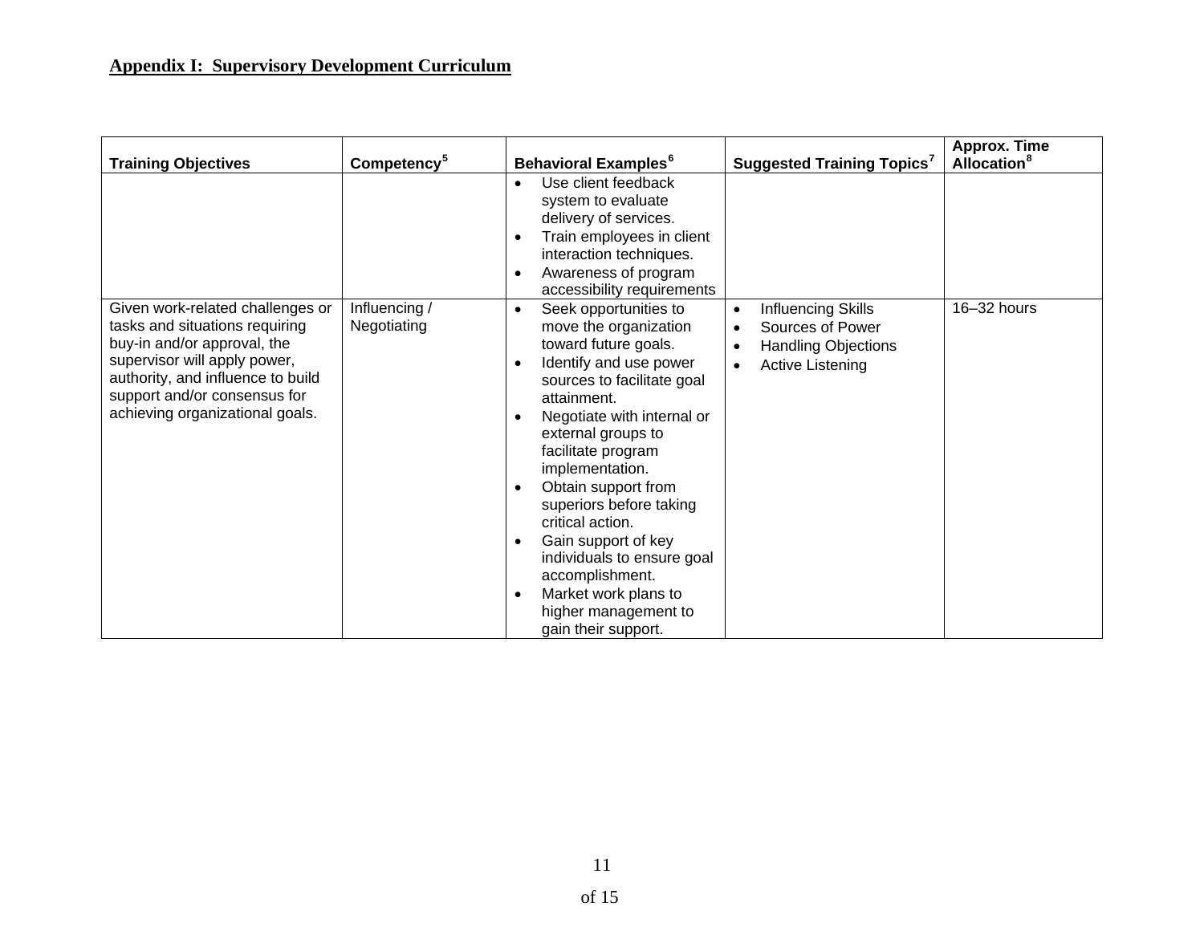**Appendix I: Supervisory Development Curriculum**

| Training Objectives | Competency[5] | Behavioral Examples[6] | Suggested Training Topics[7] | Approx. Time Allocation[8] |
|---|---|---|---|---|
| | | • Use client feedback system to evaluate delivery of services.<br>• Train employees in client interaction techniques.<br>• Awareness of program accessibility requirements | | |
| Given work-related challenges or tasks and situations requiring buy-in and/or approval, the supervisor will apply power, authority, and influence to build support and/or consensus for achieving organizational goals. | Influencing / Negotiating | • Seek opportunities to move the organization toward future goals.<br>• Identify and use power sources to facilitate goal attainment.<br>• Negotiate with internal or external groups to facilitate program implementation.<br>• Obtain support from superiors before taking critical action.<br>• Gain support of key individuals to ensure goal accomplishment.<br>• Market work plans to higher management to gain their support. | • Influencing Skills<br>• Sources of Power<br>• Handling Objections<br>• Active Listening | 16–32 hours |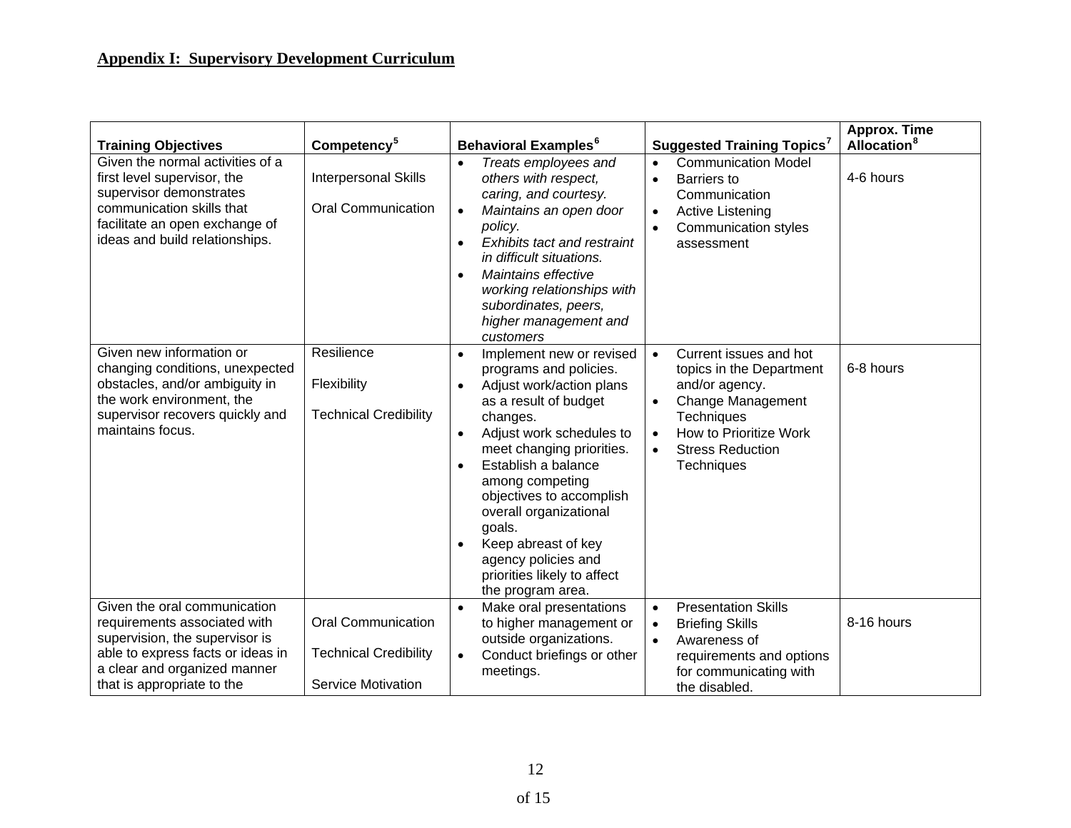## Appendix I: Supervisory Development Curriculum

| Training Objectives | Competency[5] | Behavioral Examples[6] | Suggested Training Topics[7] | Approx. Time Allocation[8] |
|---|---|---|---|---|
| Given the normal activities of a first level supervisor, the supervisor demonstrates communication skills that facilitate an open exchange of ideas and build relationships. | Interpersonal Skills<br><br>Oral Communication | • *Treats employees and others with respect, caring, and courtesy.*<br>• *Maintains an open door policy.*<br>• *Exhibits tact and restraint in difficult situations.*<br>• *Maintains effective working relationships with subordinates, peers, higher management and customers* | • Communication Model<br>• Barriers to Communication<br>• Active Listening<br>• Communication styles assessment | 4-6 hours |
| Given new information or changing conditions, unexpected obstacles, and/or ambiguity in the work environment, the supervisor recovers quickly and maintains focus. | Resilience<br><br>Flexibility<br><br>Technical Credibility | • Implement new or revised programs and policies.<br>• Adjust work/action plans as a result of budget changes.<br>• Adjust work schedules to meet changing priorities.<br>• Establish a balance among competing objectives to accomplish overall organizational goals.<br>• Keep abreast of key agency policies and priorities likely to affect the program area. | • Current issues and hot topics in the Department and/or agency.<br>• Change Management Techniques<br>• How to Prioritize Work<br>• Stress Reduction Techniques | 6-8 hours |
| Given the oral communication requirements associated with supervision, the supervisor is able to express facts or ideas in a clear and organized manner that is appropriate to the | Oral Communication<br><br>Technical Credibility<br><br>Service Motivation | • Make oral presentations to higher management or outside organizations.<br>• Conduct briefings or other meetings. | • Presentation Skills<br>• Briefing Skills<br>• Awareness of requirements and options for communicating with the disabled. | 8-16 hours |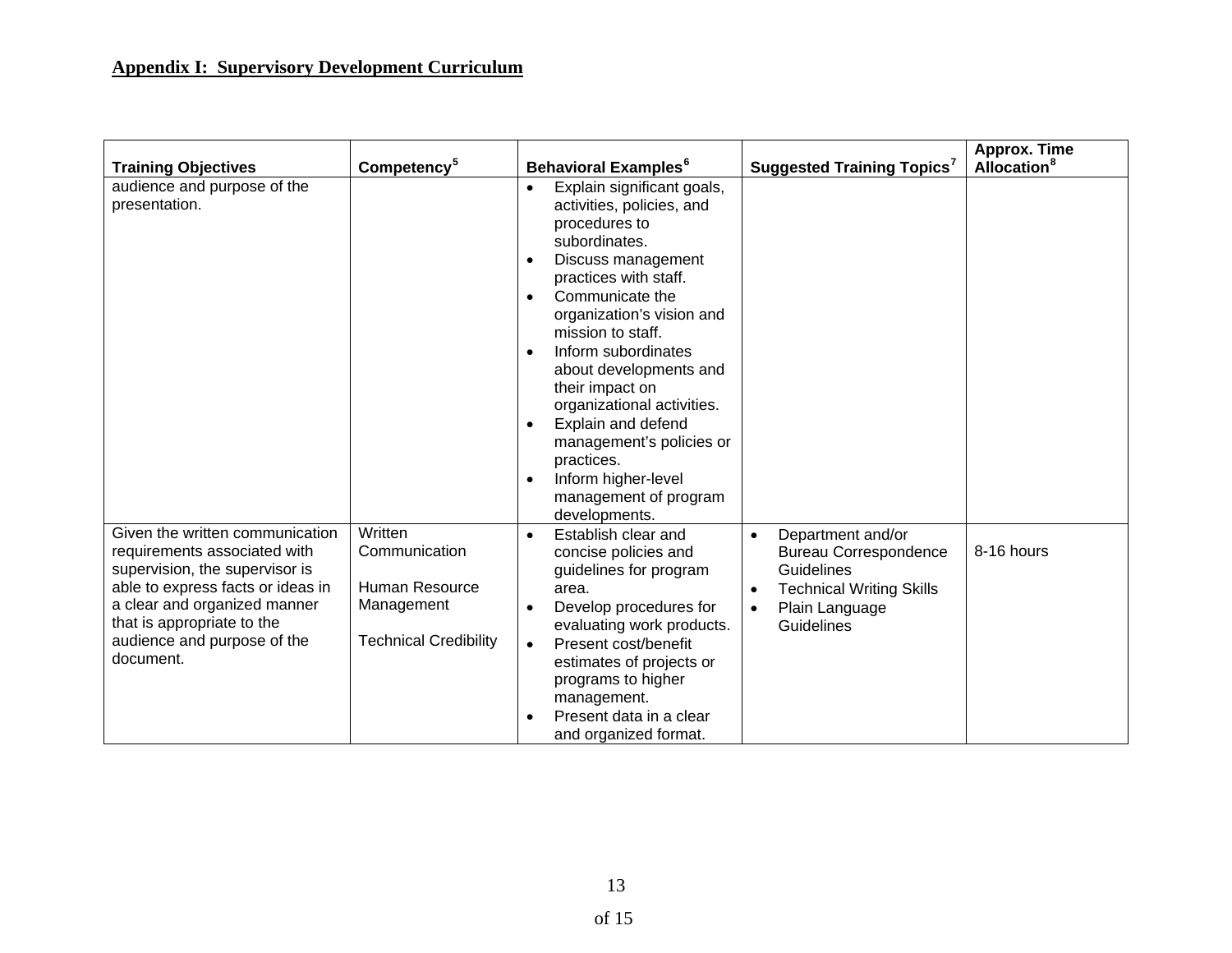**Appendix I: Supervisory Development Curriculum**

| Training Objectives | Competency[5] | Behavioral Examples[6] | Suggested Training Topics[7] | Approx. Time Allocation[8] |
|---|---|---|---|---|
| audience and purpose of the presentation. | | • Explain significant goals, activities, policies, and procedures to subordinates.<br>• Discuss management practices with staff.<br>• Communicate the organization's vision and mission to staff.<br>• Inform subordinates about developments and their impact on organizational activities.<br>• Explain and defend management's policies or practices.<br>• Inform higher-level management of program developments. | | |
| Given the written communication requirements associated with supervision, the supervisor is able to express facts or ideas in a clear and organized manner that is appropriate to the audience and purpose of the document. | Written Communication<br><br>Human Resource Management<br><br>Technical Credibility | • Establish clear and concise policies and guidelines for program area.<br>• Develop procedures for evaluating work products.<br>• Present cost/benefit estimates of projects or programs to higher management.<br>• Present data in a clear and organized format. | • Department and/or Bureau Correspondence Guidelines<br>• Technical Writing Skills<br>• Plain Language Guidelines | 8-16 hours |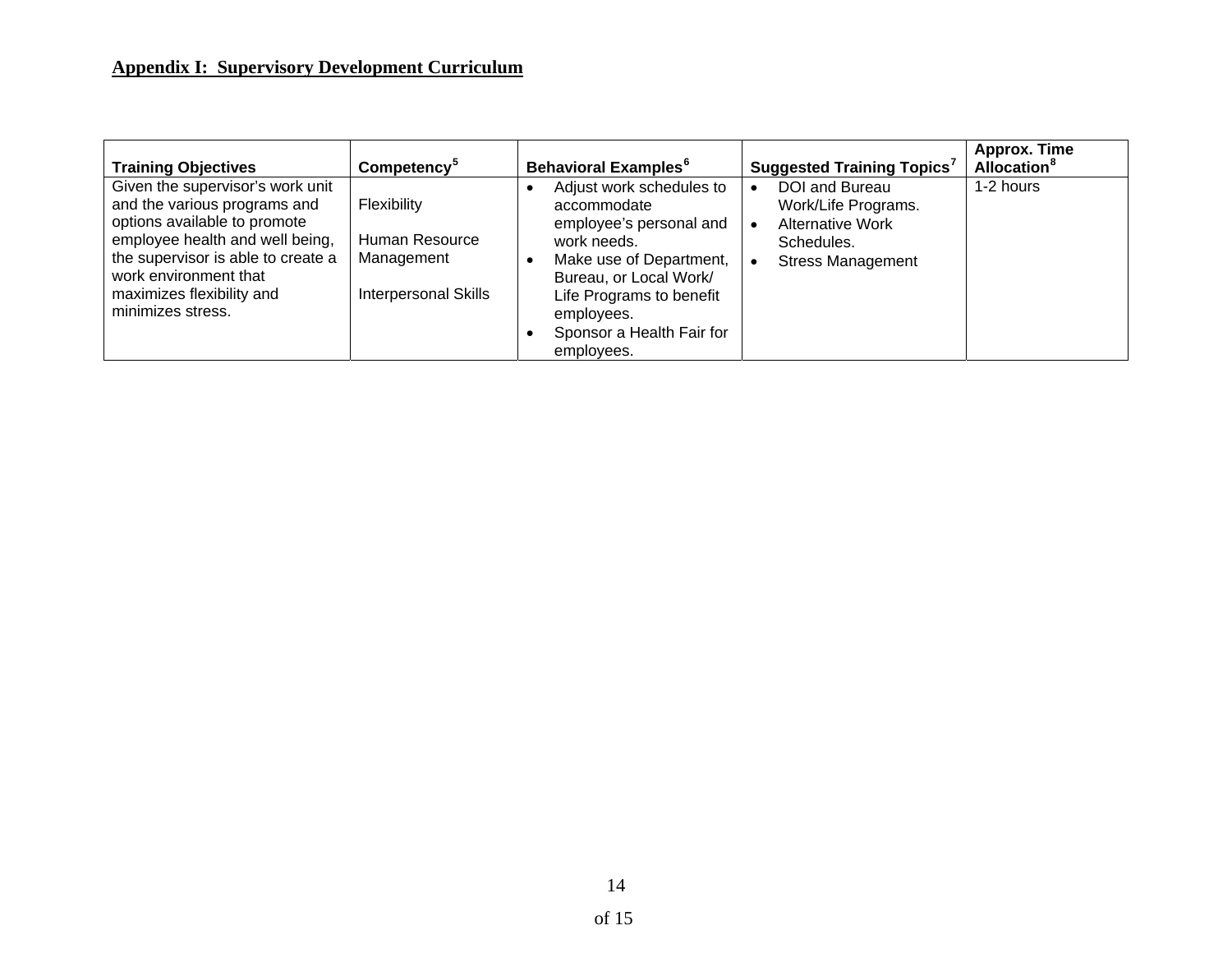## Appendix I: Supervisory Development Curriculum

| Training Objectives | Competency[5] | Behavioral Examples[6] | Suggested Training Topics[7] | Approx. Time Allocation[8] |
|---|---|---|---|---|
| Given the supervisor's work unit and the various programs and options available to promote employee health and well being, the supervisor is able to create a work environment that maximizes flexibility and minimizes stress. | Flexibility<br><br>Human Resource Management<br><br>Interpersonal Skills | • Adjust work schedules to accommodate employee's personal and work needs.<br>• Make use of Department, Bureau, or Local Work/ Life Programs to benefit employees.<br>• Sponsor a Health Fair for employees. | • DOI and Bureau Work/Life Programs.<br>• Alternative Work Schedules.<br>• Stress Management | 1-2 hours |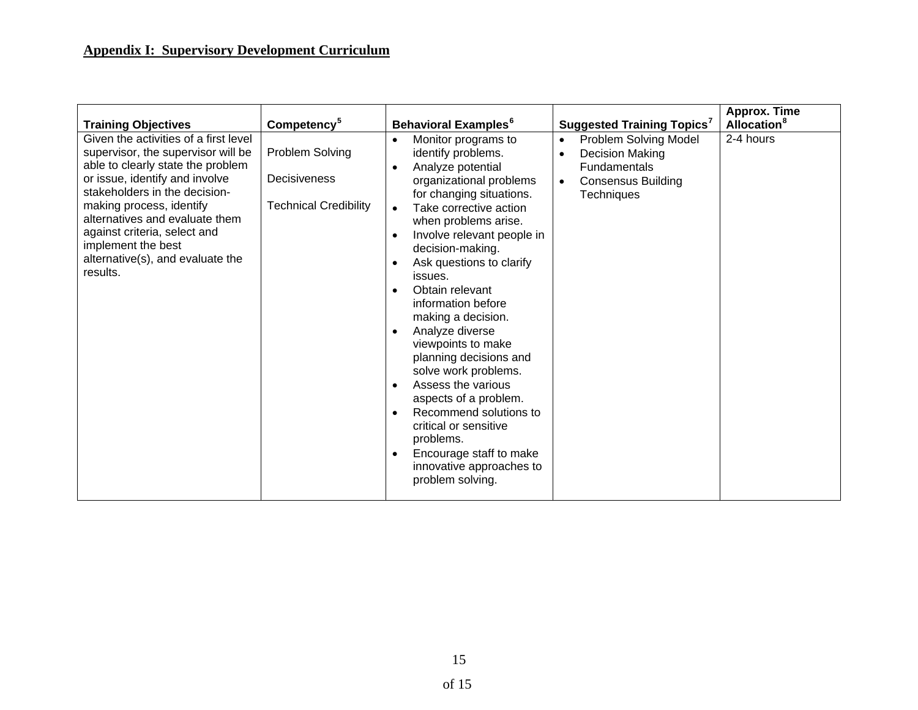**Appendix I: Supervisory Development Curriculum**

| Training Objectives | Competency[5] | Behavioral Examples[6] | Suggested Training Topics[7] | Approx. Time Allocation[8] |
|---|---|---|---|---|
| Given the activities of a first level supervisor, the supervisor will be able to clearly state the problem or issue, identify and involve stakeholders in the decision-making process, identify alternatives and evaluate them against criteria, select and implement the best alternative(s), and evaluate the results. | Problem Solving<br><br>Decisiveness<br><br>Technical Credibility | • Monitor programs to identify problems.<br>• Analyze potential organizational problems for changing situations.<br>• Take corrective action when problems arise.<br>• Involve relevant people in decision-making.<br>• Ask questions to clarify issues.<br>• Obtain relevant information before making a decision.<br>• Analyze diverse viewpoints to make planning decisions and solve work problems.<br>• Assess the various aspects of a problem.<br>• Recommend solutions to critical or sensitive problems.<br>• Encourage staff to make innovative approaches to problem solving. | • Problem Solving Model<br>• Decision Making Fundamentals<br>• Consensus Building Techniques | 2-4 hours |